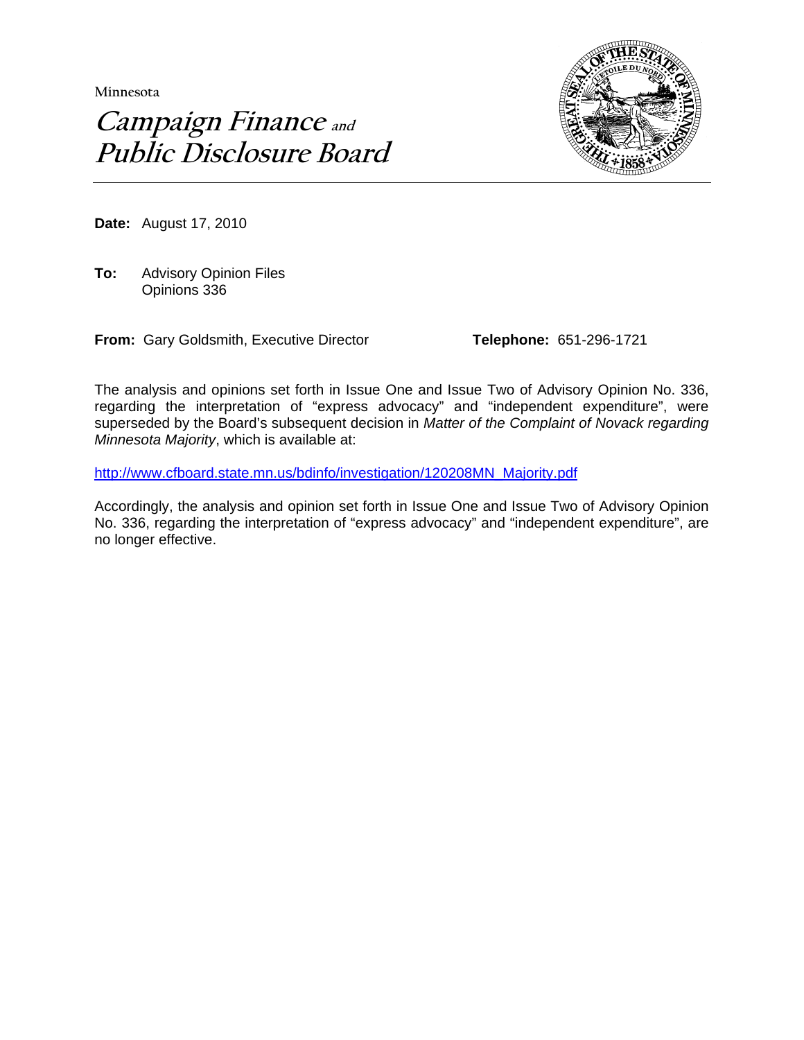Minnesota

# *Campaign Finance and Public Disclosure Board*

**Date:** August 17, 2010

**To:** Advisory Opinion Files
Opinions 336

**From:** Gary Goldsmith, Executive Director **Telephone:** 651-296-1721

The analysis and opinions set forth in Issue One and Issue Two of Advisory Opinion No. 336, regarding the interpretation of "express advocacy" and "independent expenditure", were superseded by the Board's subsequent decision in *Matter of the Complaint of Novack regarding Minnesota Majority*, which is available at:

http://www.cfboard.state.mn.us/bdinfo/investigation/120208MN_Majority.pdf

Accordingly, the analysis and opinion set forth in Issue One and Issue Two of Advisory Opinion No. 336, regarding the interpretation of "express advocacy" and "independent expenditure", are no longer effective.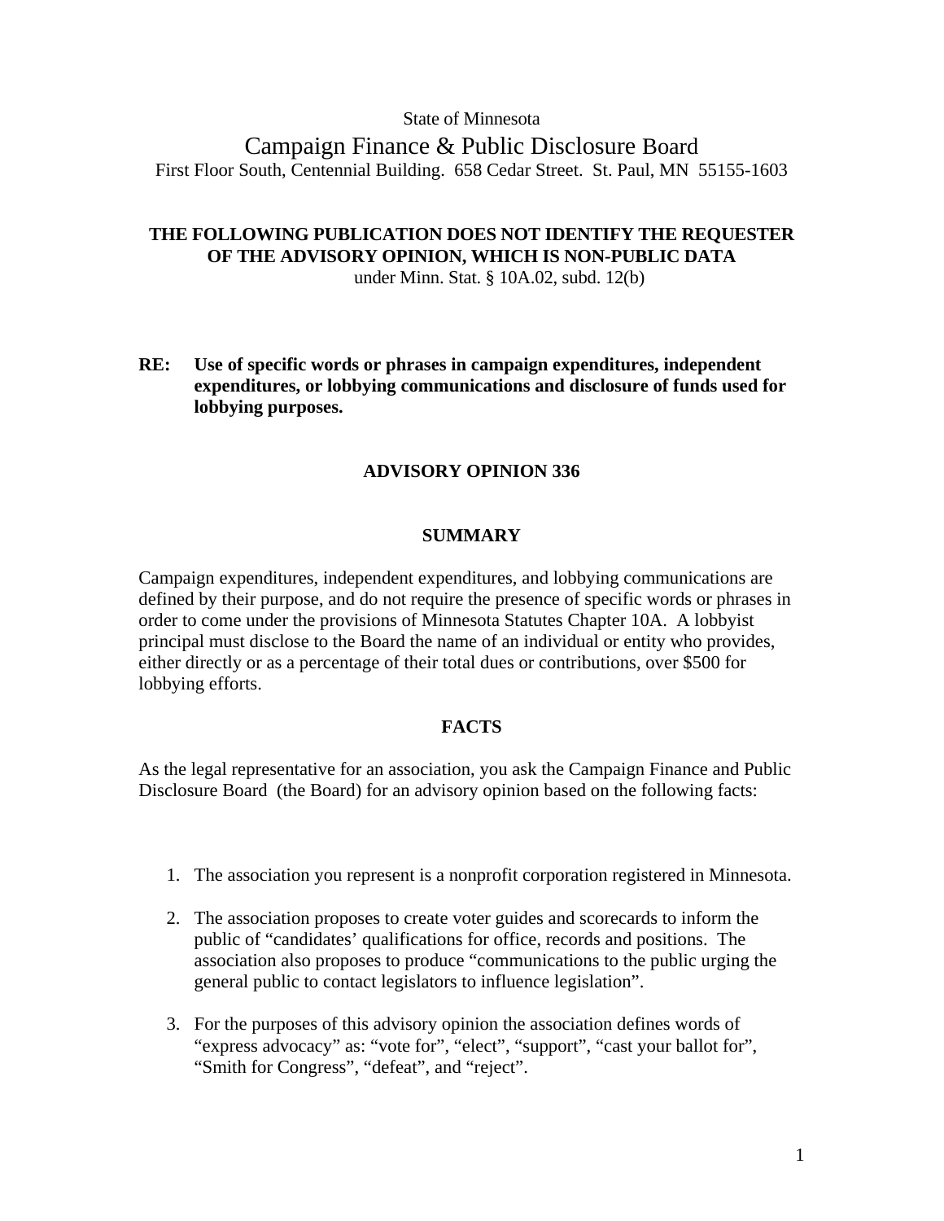State of Minnesota

# Campaign Finance & Public Disclosure Board

First Floor South, Centennial Building. 658 Cedar Street. St. Paul, MN 55155-1603

**THE FOLLOWING PUBLICATION DOES NOT IDENTIFY THE REQUESTER OF THE ADVISORY OPINION, WHICH IS NON-PUBLIC DATA**
under Minn. Stat. § 10A.02, subd. 12(b)

**RE: Use of specific words or phrases in campaign expenditures, independent expenditures, or lobbying communications and disclosure of funds used for lobbying purposes.**

## ADVISORY OPINION 336

### SUMMARY

Campaign expenditures, independent expenditures, and lobbying communications are defined by their purpose, and do not require the presence of specific words or phrases in order to come under the provisions of Minnesota Statutes Chapter 10A. A lobbyist principal must disclose to the Board the name of an individual or entity who provides, either directly or as a percentage of their total dues or contributions, over $500 for lobbying efforts.

### FACTS

As the legal representative for an association, you ask the Campaign Finance and Public Disclosure Board (the Board) for an advisory opinion based on the following facts:

1. The association you represent is a nonprofit corporation registered in Minnesota.
2. The association proposes to create voter guides and scorecards to inform the public of "candidates' qualifications for office, records and positions. The association also proposes to produce "communications to the public urging the general public to contact legislators to influence legislation".
3. For the purposes of this advisory opinion the association defines words of "express advocacy" as: "vote for", "elect", "support", "cast your ballot for", "Smith for Congress", "defeat", and "reject".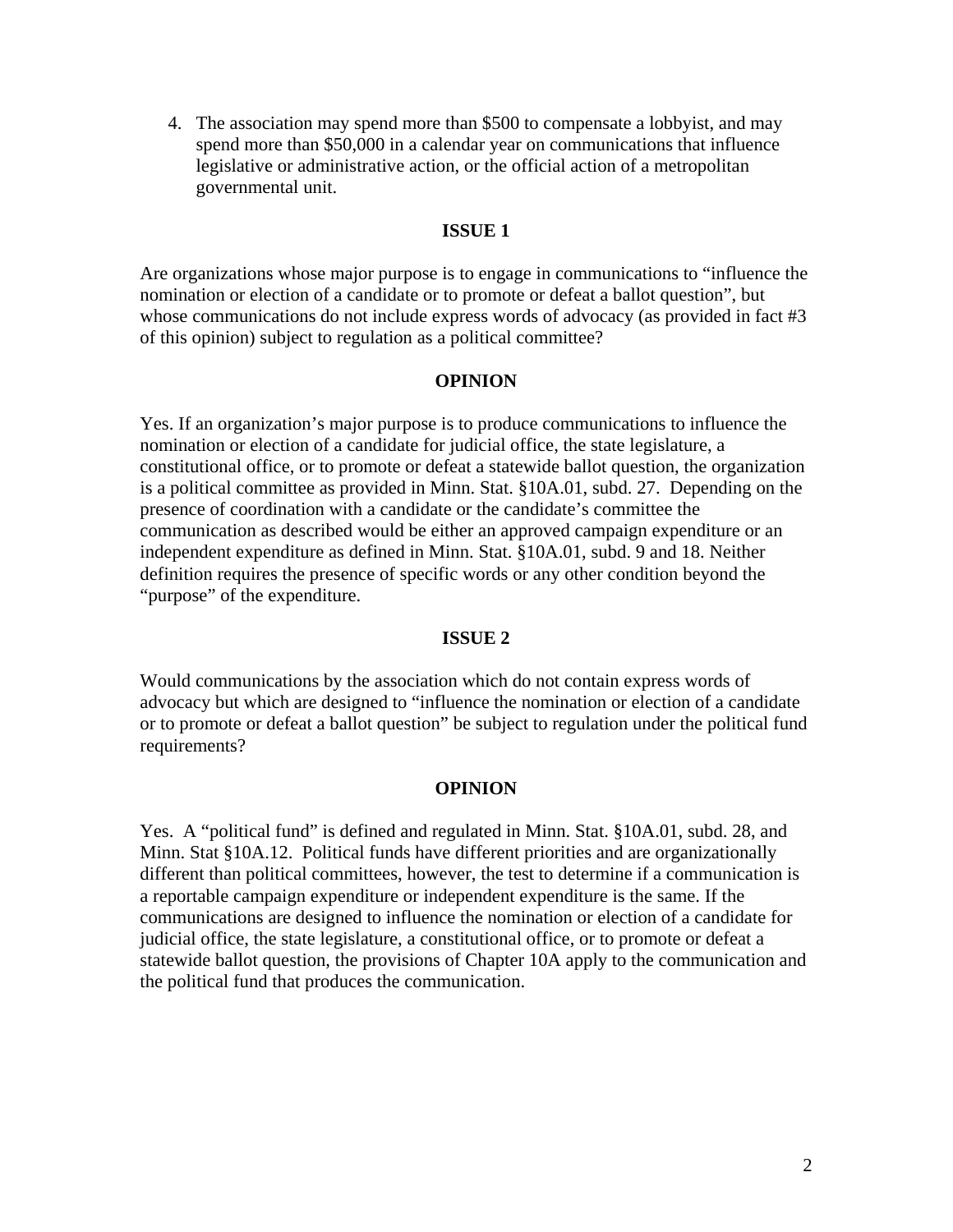4. The association may spend more than $500 to compensate a lobbyist, and may spend more than $50,000 in a calendar year on communications that influence legislative or administrative action, or the official action of a metropolitan governmental unit.

**ISSUE 1**

Are organizations whose major purpose is to engage in communications to "influence the nomination or election of a candidate or to promote or defeat a ballot question", but whose communications do not include express words of advocacy (as provided in fact #3 of this opinion) subject to regulation as a political committee?

**OPINION**

Yes. If an organization's major purpose is to produce communications to influence the nomination or election of a candidate for judicial office, the state legislature, a constitutional office, or to promote or defeat a statewide ballot question, the organization is a political committee as provided in Minn. Stat. §10A.01, subd. 27. Depending on the presence of coordination with a candidate or the candidate's committee the communication as described would be either an approved campaign expenditure or an independent expenditure as defined in Minn. Stat. §10A.01, subd. 9 and 18. Neither definition requires the presence of specific words or any other condition beyond the "purpose" of the expenditure.

**ISSUE 2**

Would communications by the association which do not contain express words of advocacy but which are designed to "influence the nomination or election of a candidate or to promote or defeat a ballot question" be subject to regulation under the political fund requirements?

**OPINION**

Yes. A "political fund" is defined and regulated in Minn. Stat. §10A.01, subd. 28, and Minn. Stat §10A.12. Political funds have different priorities and are organizationally different than political committees, however, the test to determine if a communication is a reportable campaign expenditure or independent expenditure is the same. If the communications are designed to influence the nomination or election of a candidate for judicial office, the state legislature, a constitutional office, or to promote or defeat a statewide ballot question, the provisions of Chapter 10A apply to the communication and the political fund that produces the communication.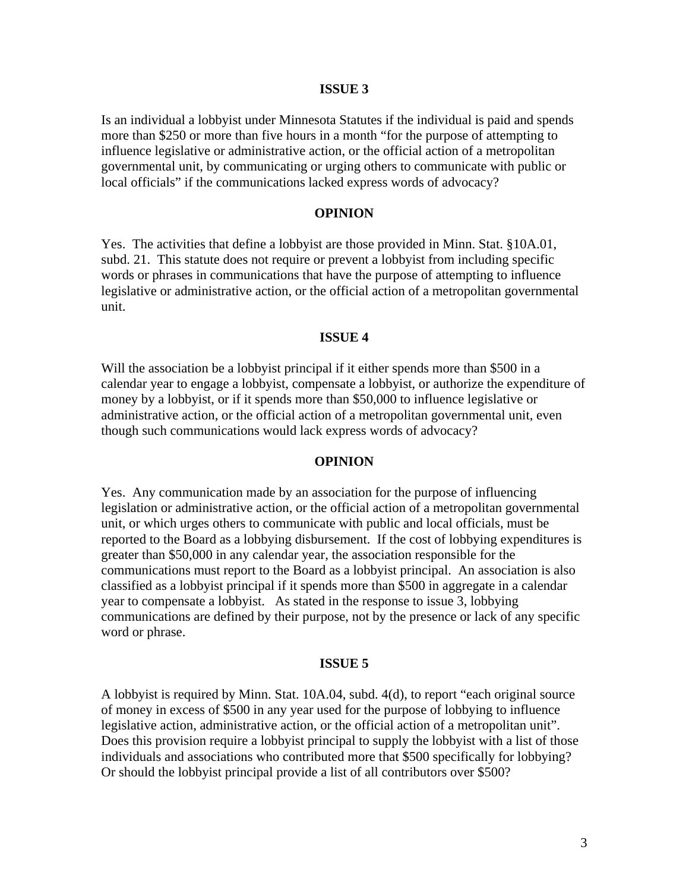**ISSUE 3**

Is an individual a lobbyist under Minnesota Statutes if the individual is paid and spends more than $250 or more than five hours in a month "for the purpose of attempting to influence legislative or administrative action, or the official action of a metropolitan governmental unit, by communicating or urging others to communicate with public or local officials" if the communications lacked express words of advocacy?

**OPINION**

Yes. The activities that define a lobbyist are those provided in Minn. Stat. §10A.01, subd. 21. This statute does not require or prevent a lobbyist from including specific words or phrases in communications that have the purpose of attempting to influence legislative or administrative action, or the official action of a metropolitan governmental unit.

**ISSUE 4**

Will the association be a lobbyist principal if it either spends more than $500 in a calendar year to engage a lobbyist, compensate a lobbyist, or authorize the expenditure of money by a lobbyist, or if it spends more than $50,000 to influence legislative or administrative action, or the official action of a metropolitan governmental unit, even though such communications would lack express words of advocacy?

**OPINION**

Yes. Any communication made by an association for the purpose of influencing legislation or administrative action, or the official action of a metropolitan governmental unit, or which urges others to communicate with public and local officials, must be reported to the Board as a lobbying disbursement. If the cost of lobbying expenditures is greater than $50,000 in any calendar year, the association responsible for the communications must report to the Board as a lobbyist principal. An association is also classified as a lobbyist principal if it spends more than $500 in aggregate in a calendar year to compensate a lobbyist. As stated in the response to issue 3, lobbying communications are defined by their purpose, not by the presence or lack of any specific word or phrase.

**ISSUE 5**

A lobbyist is required by Minn. Stat. 10A.04, subd. 4(d), to report "each original source of money in excess of $500 in any year used for the purpose of lobbying to influence legislative action, administrative action, or the official action of a metropolitan unit". Does this provision require a lobbyist principal to supply the lobbyist with a list of those individuals and associations who contributed more that $500 specifically for lobbying? Or should the lobbyist principal provide a list of all contributors over $500?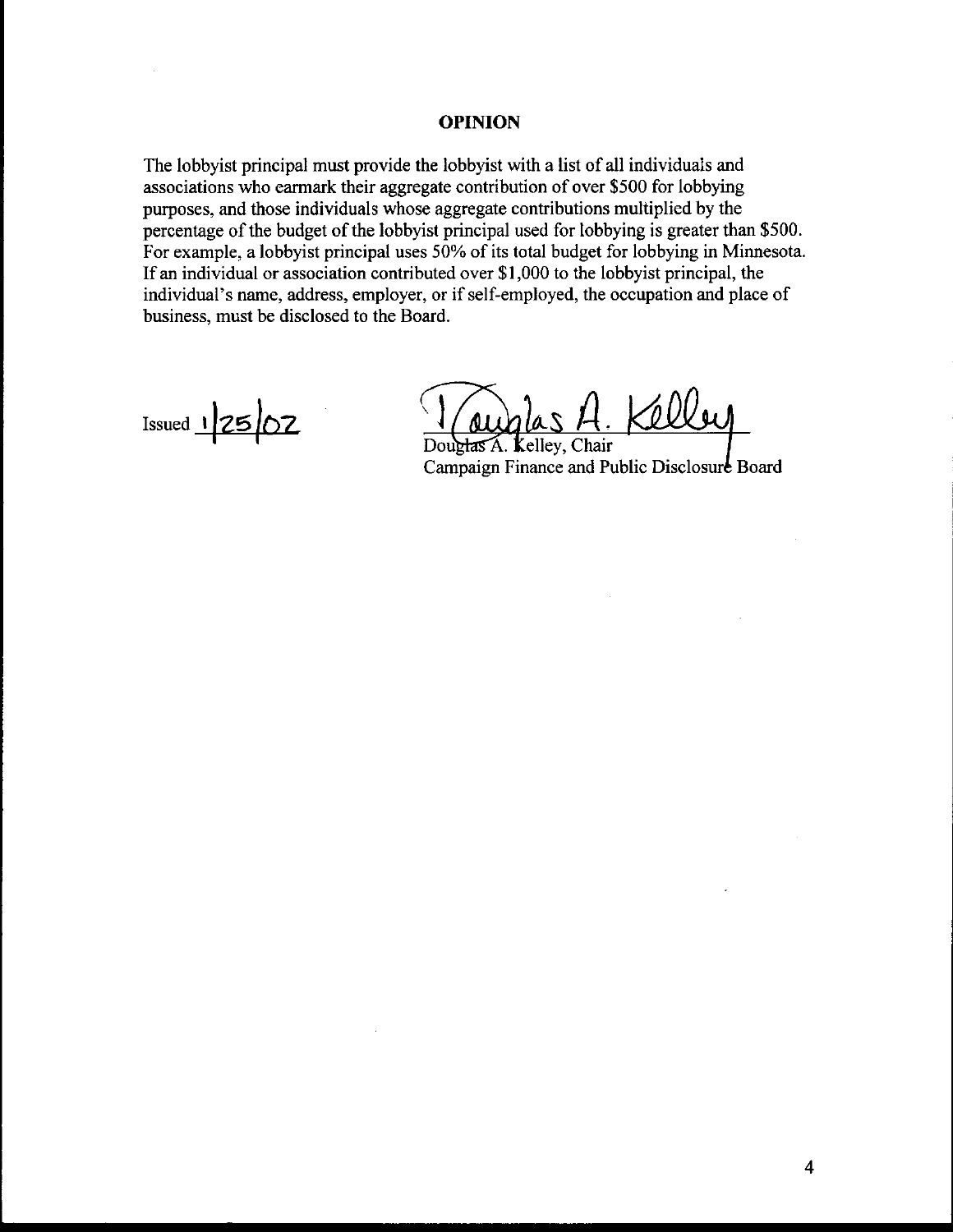## OPINION

The lobbyist principal must provide the lobbyist with a list of all individuals and associations who earmark their aggregate contribution of over $500 for lobbying purposes, and those individuals whose aggregate contributions multiplied by the percentage of the budget of the lobbyist principal used for lobbying is greater than $500. For example, a lobbyist principal uses 50% of its total budget for lobbying in Minnesota. If an individual or association contributed over $1,000 to the lobbyist principal, the individual's name, address, employer, or if self-employed, the occupation and place of business, must be disclosed to the Board.

Issued 1/25/02

Douglas A. Kelley

Douglas A. Kelley, Chair
Campaign Finance and Public Disclosure Board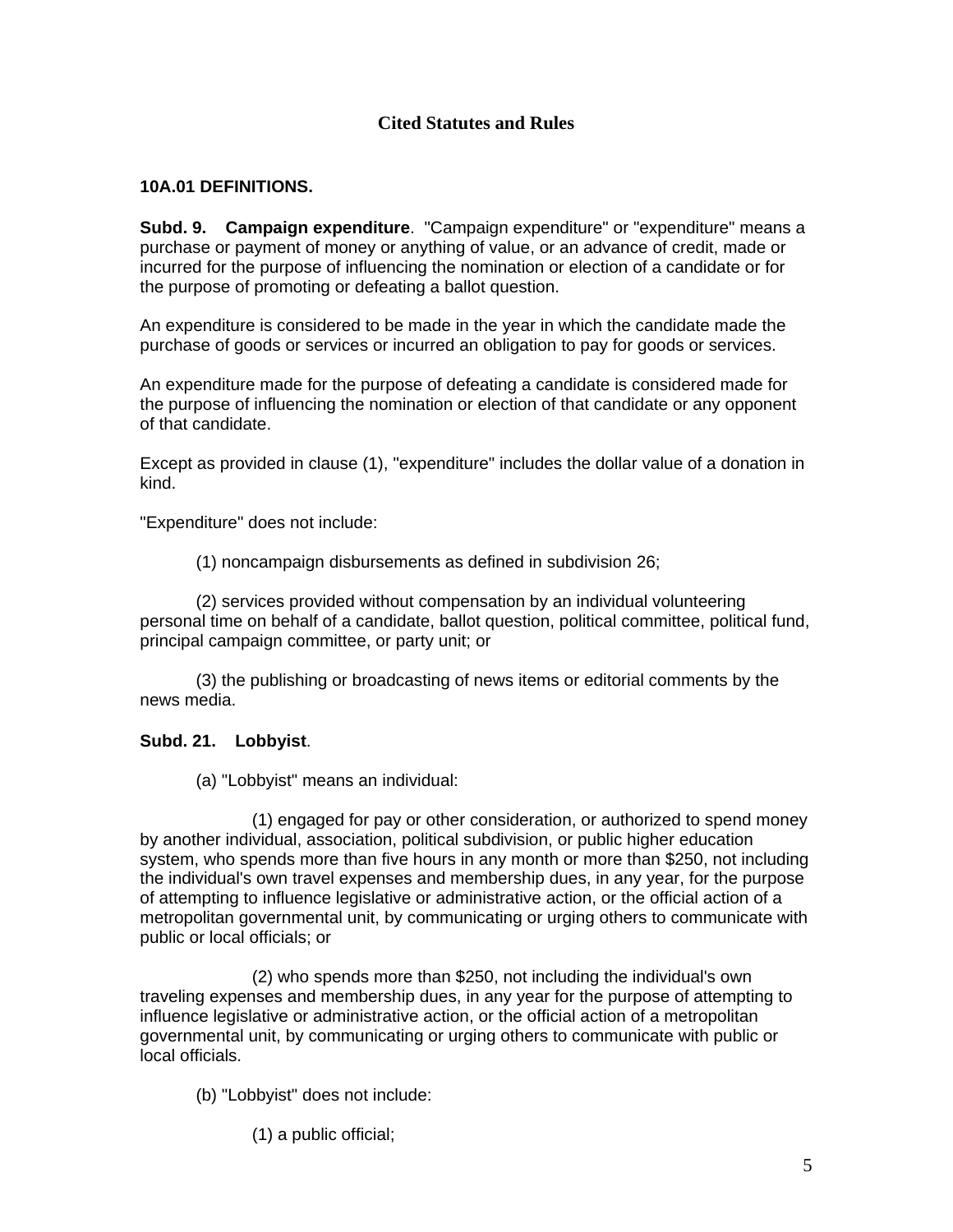## Cited Statutes and Rules

**10A.01 DEFINITIONS.**

**Subd. 9. Campaign expenditure**. "Campaign expenditure" or "expenditure" means a purchase or payment of money or anything of value, or an advance of credit, made or incurred for the purpose of influencing the nomination or election of a candidate or for the purpose of promoting or defeating a ballot question.

An expenditure is considered to be made in the year in which the candidate made the purchase of goods or services or incurred an obligation to pay for goods or services.

An expenditure made for the purpose of defeating a candidate is considered made for the purpose of influencing the nomination or election of that candidate or any opponent of that candidate.

Except as provided in clause (1), "expenditure" includes the dollar value of a donation in kind.

"Expenditure" does not include:

(1) noncampaign disbursements as defined in subdivision 26;

(2) services provided without compensation by an individual volunteering personal time on behalf of a candidate, ballot question, political committee, political fund, principal campaign committee, or party unit; or

(3) the publishing or broadcasting of news items or editorial comments by the news media.

**Subd. 21. Lobbyist**.

(a) "Lobbyist" means an individual:

(1) engaged for pay or other consideration, or authorized to spend money by another individual, association, political subdivision, or public higher education system, who spends more than five hours in any month or more than $250, not including the individual's own travel expenses and membership dues, in any year, for the purpose of attempting to influence legislative or administrative action, or the official action of a metropolitan governmental unit, by communicating or urging others to communicate with public or local officials; or

(2) who spends more than $250, not including the individual's own traveling expenses and membership dues, in any year for the purpose of attempting to influence legislative or administrative action, or the official action of a metropolitan governmental unit, by communicating or urging others to communicate with public or local officials.

(b) "Lobbyist" does not include:

(1) a public official;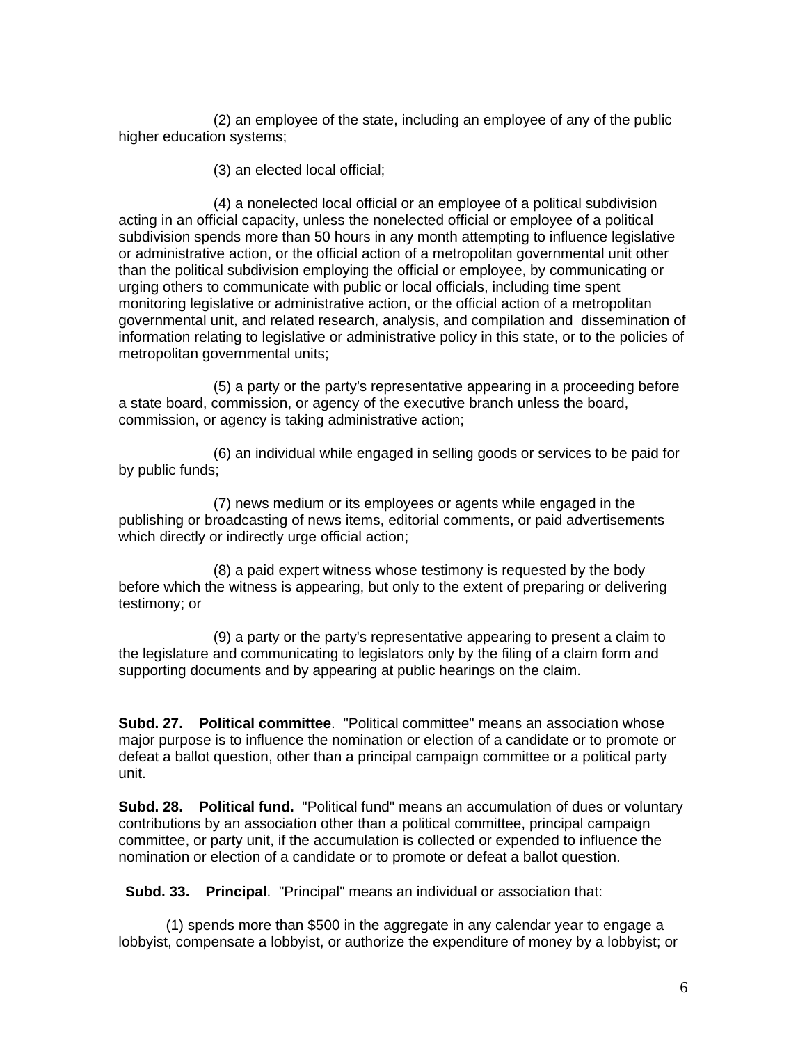(2) an employee of the state, including an employee of any of the public higher education systems;

(3) an elected local official;

(4) a nonelected local official or an employee of a political subdivision acting in an official capacity, unless the nonelected official or employee of a political subdivision spends more than 50 hours in any month attempting to influence legislative or administrative action, or the official action of a metropolitan governmental unit other than the political subdivision employing the official or employee, by communicating or urging others to communicate with public or local officials, including time spent monitoring legislative or administrative action, or the official action of a metropolitan governmental unit, and related research, analysis, and compilation and dissemination of information relating to legislative or administrative policy in this state, or to the policies of metropolitan governmental units;

(5) a party or the party's representative appearing in a proceeding before a state board, commission, or agency of the executive branch unless the board, commission, or agency is taking administrative action;

(6) an individual while engaged in selling goods or services to be paid for by public funds;

(7) news medium or its employees or agents while engaged in the publishing or broadcasting of news items, editorial comments, or paid advertisements which directly or indirectly urge official action;

(8) a paid expert witness whose testimony is requested by the body before which the witness is appearing, but only to the extent of preparing or delivering testimony; or

(9) a party or the party's representative appearing to present a claim to the legislature and communicating to legislators only by the filing of a claim form and supporting documents and by appearing at public hearings on the claim.

**Subd. 27. Political committee**. "Political committee" means an association whose major purpose is to influence the nomination or election of a candidate or to promote or defeat a ballot question, other than a principal campaign committee or a political party unit.

**Subd. 28. Political fund.** "Political fund" means an accumulation of dues or voluntary contributions by an association other than a political committee, principal campaign committee, or party unit, if the accumulation is collected or expended to influence the nomination or election of a candidate or to promote or defeat a ballot question.

**Subd. 33. Principal**. "Principal" means an individual or association that:

(1) spends more than $500 in the aggregate in any calendar year to engage a lobbyist, compensate a lobbyist, or authorize the expenditure of money by a lobbyist; or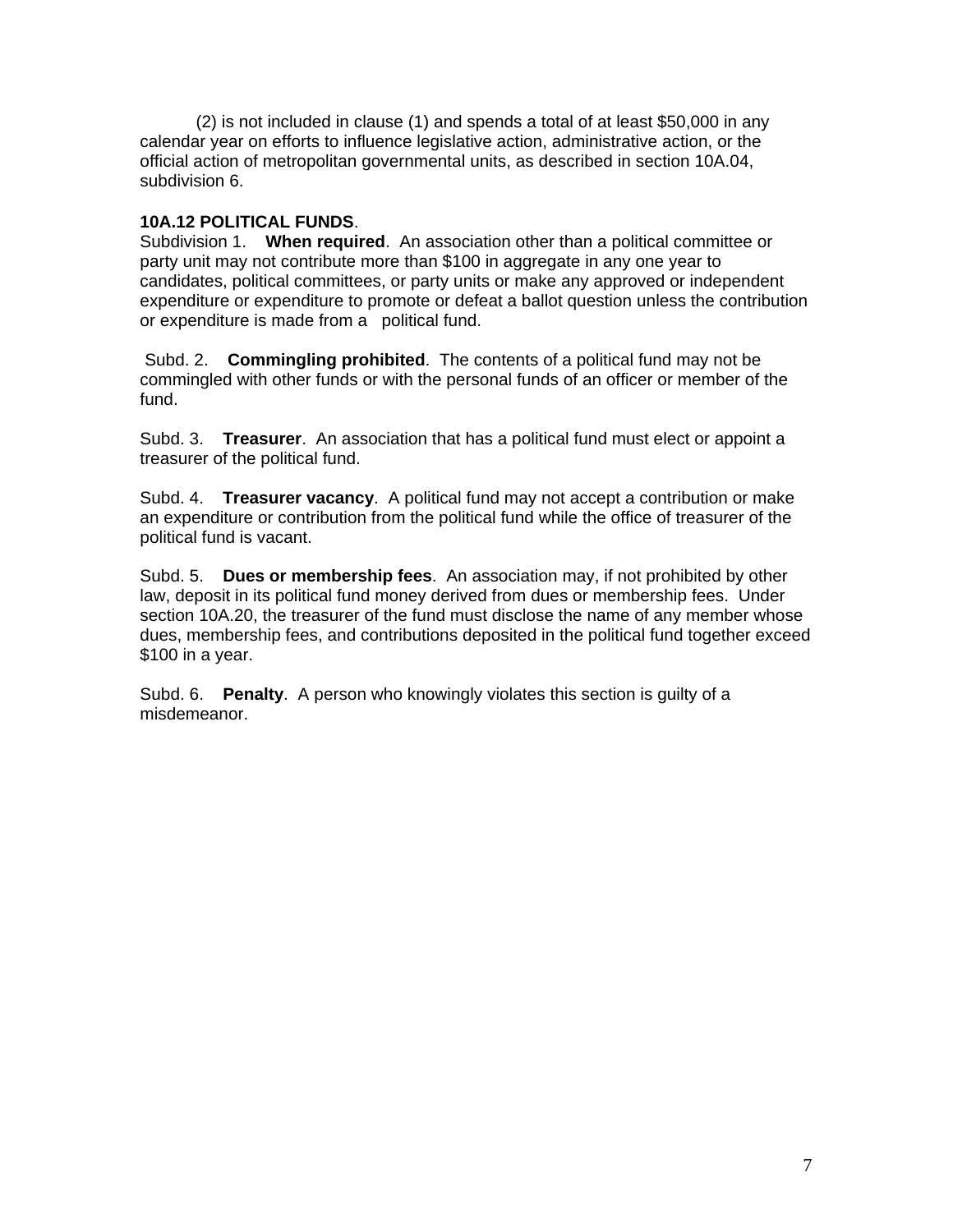(2) is not included in clause (1) and spends a total of at least $50,000 in any calendar year on efforts to influence legislative action, administrative action, or the official action of metropolitan governmental units, as described in section 10A.04, subdivision 6.

**10A.12 POLITICAL FUNDS**.

Subdivision 1. **When required**. An association other than a political committee or party unit may not contribute more than $100 in aggregate in any one year to candidates, political committees, or party units or make any approved or independent expenditure or expenditure to promote or defeat a ballot question unless the contribution or expenditure is made from a political fund.

Subd. 2. **Commingling prohibited**. The contents of a political fund may not be commingled with other funds or with the personal funds of an officer or member of the fund.

Subd. 3. **Treasurer**. An association that has a political fund must elect or appoint a treasurer of the political fund.

Subd. 4. **Treasurer vacancy**. A political fund may not accept a contribution or make an expenditure or contribution from the political fund while the office of treasurer of the political fund is vacant.

Subd. 5. **Dues or membership fees**. An association may, if not prohibited by other law, deposit in its political fund money derived from dues or membership fees. Under section 10A.20, the treasurer of the fund must disclose the name of any member whose dues, membership fees, and contributions deposited in the political fund together exceed $100 in a year.

Subd. 6. **Penalty**. A person who knowingly violates this section is guilty of a misdemeanor.